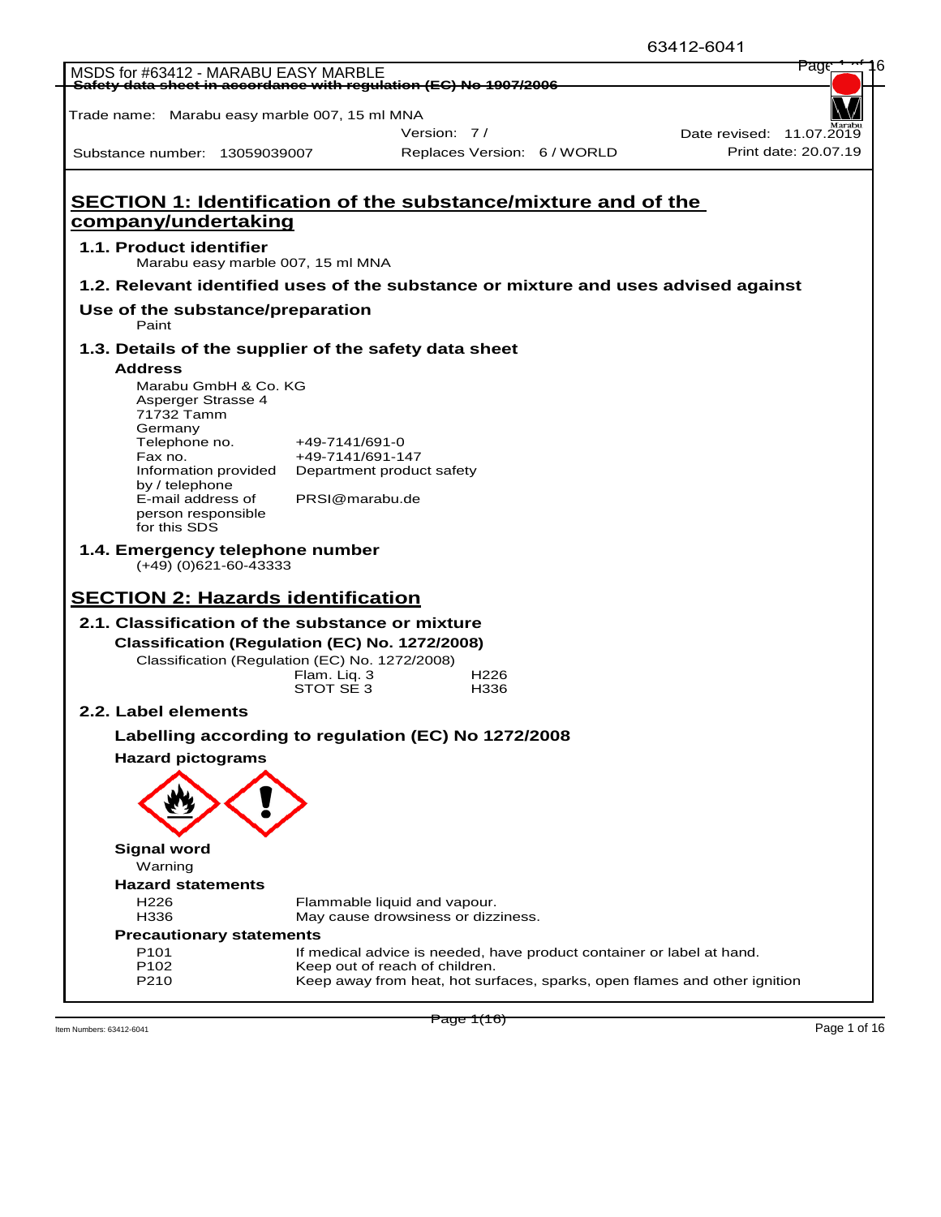MSDS for #63412 - MARABU EASY MARBLE

Safety data sheet in accordance with regulation (EC) No 1907/2006

Trade name: Marabu easy marble 007, 15 ml MNA

| | | |
|---|---|---|
| | Version: 7 / | Date revised: 11.07.2019 |
| Substance number: 13059039007 | Replaces Version: 6 / WORLD | Print date: 20.07.19 |

# SECTION 1: Identification of the substance/mixture and of the company/undertaking

## 1.1. Product identifier

Marabu easy marble 007, 15 ml MNA

## 1.2. Relevant identified uses of the substance or mixture and uses advised against

### Use of the substance/preparation

Paint

## 1.3. Details of the supplier of the safety data sheet

### Address

Marabu GmbH & Co. KG
Asperger Strasse 4
71732 Tamm
Germany

| | |
|---|---|
| Telephone no. | +49-7141/691-0 |
| Fax no. | +49-7141/691-147 |
| Information provided by / telephone | Department product safety |
| E-mail address of person responsible for this SDS | PRSI@marabu.de |

## 1.4. Emergency telephone number

(+49) (0)621-60-43333

# SECTION 2: Hazards identification

## 2.1. Classification of the substance or mixture

### Classification (Regulation (EC) No. 1272/2008)

Classification (Regulation (EC) No. 1272/2008)

| | |
|---|---|
| Flam. Liq. 3 | H226 |
| STOT SE 3 | H336 |

## 2.2. Label elements

### Labelling according to regulation (EC) No 1272/2008

### Hazard pictograms

### Signal word

Warning

### Hazard statements

| | |
|---|---|
| H226 | Flammable liquid and vapour. |
| H336 | May cause drowsiness or dizziness. |

### Precautionary statements

| | |
|---|---|
| P101 | If medical advice is needed, have product container or label at hand. |
| P102 | Keep out of reach of children. |
| P210 | Keep away from heat, hot surfaces, sparks, open flames and other ignition |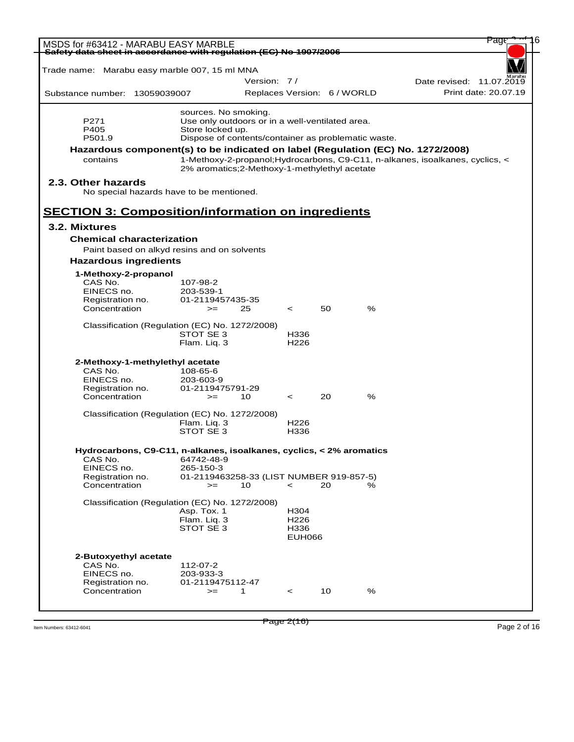sources. No smoking.

| | |
|---|---|
| P271 | Use only outdoors or in a well-ventilated area. |
| P405 | Store locked up. |
| P501.9 | Dispose of contents/container as problematic waste. |

**Hazardous component(s) to be indicated on label (Regulation (EC) No. 1272/2008)**

contains: 1-Methoxy-2-propanol;Hydrocarbons, C9-C11, n-alkanes, isoalkanes, cyclics, < 2% aromatics;2-Methoxy-1-methylethyl acetate

### 2.3. Other hazards

No special hazards have to be mentioned.

## SECTION 3: Composition/information on ingredients

### 3.2. Mixtures

**Chemical characterization**

Paint based on alkyd resins and on solvents

**Hazardous ingredients**

**1-Methoxy-2-propanol**

| | |
|---|---|
| CAS No. | 107-98-2 |
| EINECS no. | 203-539-1 |
| Registration no. | 01-2119457435-35 |
| Concentration | >= 25 < 50 % |

Classification (Regulation (EC) No. 1272/2008)

| | |
|---|---|
| STOT SE 3 | H336 |
| Flam. Liq. 3 | H226 |

**2-Methoxy-1-methylethyl acetate**

| | |
|---|---|
| CAS No. | 108-65-6 |
| EINECS no. | 203-603-9 |
| Registration no. | 01-2119475791-29 |
| Concentration | >= 10 < 20 % |

Classification (Regulation (EC) No. 1272/2008)

| | |
|---|---|
| Flam. Liq. 3 | H226 |
| STOT SE 3 | H336 |

**Hydrocarbons, C9-C11, n-alkanes, isoalkanes, cyclics, < 2% aromatics**

| | |
|---|---|
| CAS No. | 64742-48-9 |
| EINECS no. | 265-150-3 |
| Registration no. | 01-2119463258-33 (LIST NUMBER 919-857-5) |
| Concentration | >= 10 < 20 % |

Classification (Regulation (EC) No. 1272/2008)

| | |
|---|---|
| Asp. Tox. 1 | H304 |
| Flam. Liq. 3 | H226 |
| STOT SE 3 | H336 |
| | EUH066 |

**2-Butoxyethyl acetate**

| | |
|---|---|
| CAS No. | 112-07-2 |
| EINECS no. | 203-933-3 |
| Registration no. | 01-2119475112-47 |
| Concentration | >= 1 < 10 % |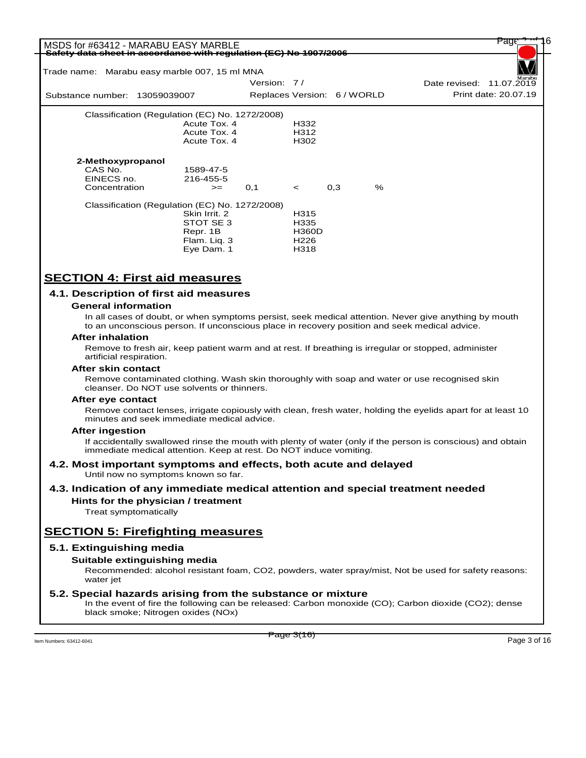Classification (Regulation (EC) No. 1272/2008)

| | |
|---|---|
| Acute Tox. 4 | H332 |
| Acute Tox. 4 | H312 |
| Acute Tox. 4 | H302 |

**2-Methoxypropanol**

| | | | | | |
|---|---|---|---|---|---|
| CAS No. | 1589-47-5 | | | | |
| EINECS no. | 216-455-5 | | | | |
| Concentration | >= | 0,1 | < | 0,3 | % |

Classification (Regulation (EC) No. 1272/2008)

| | |
|---|---|
| Skin Irrit. 2 | H315 |
| STOT SE 3 | H335 |
| Repr. 1B | H360D |
| Flam. Liq. 3 | H226 |
| Eye Dam. 1 | H318 |

# SECTION 4: First aid measures

## 4.1. Description of first aid measures

### General information

In all cases of doubt, or when symptoms persist, seek medical attention. Never give anything by mouth to an unconscious person. If unconscious place in recovery position and seek medical advice.

### After inhalation

Remove to fresh air, keep patient warm and at rest. If breathing is irregular or stopped, administer artificial respiration.

### After skin contact

Remove contaminated clothing. Wash skin thoroughly with soap and water or use recognised skin cleanser. Do NOT use solvents or thinners.

### After eye contact

Remove contact lenses, irrigate copiously with clean, fresh water, holding the eyelids apart for at least 10 minutes and seek immediate medical advice.

### After ingestion

If accidentally swallowed rinse the mouth with plenty of water (only if the person is conscious) and obtain immediate medical attention. Keep at rest. Do NOT induce vomiting.

## 4.2. Most important symptoms and effects, both acute and delayed

Until now no symptoms known so far.

## 4.3. Indication of any immediate medical attention and special treatment needed

### Hints for the physician / treatment

Treat symptomatically

# SECTION 5: Firefighting measures

## 5.1. Extinguishing media

### Suitable extinguishing media

Recommended: alcohol resistant foam, $CO_2$, powders, water spray/mist, Not be used for safety reasons: water jet

## 5.2. Special hazards arising from the substance or mixture

In the event of fire the following can be released: Carbon monoxide (CO); Carbon dioxide ($CO_2$); dense black smoke; Nitrogen oxides ($NO_x$)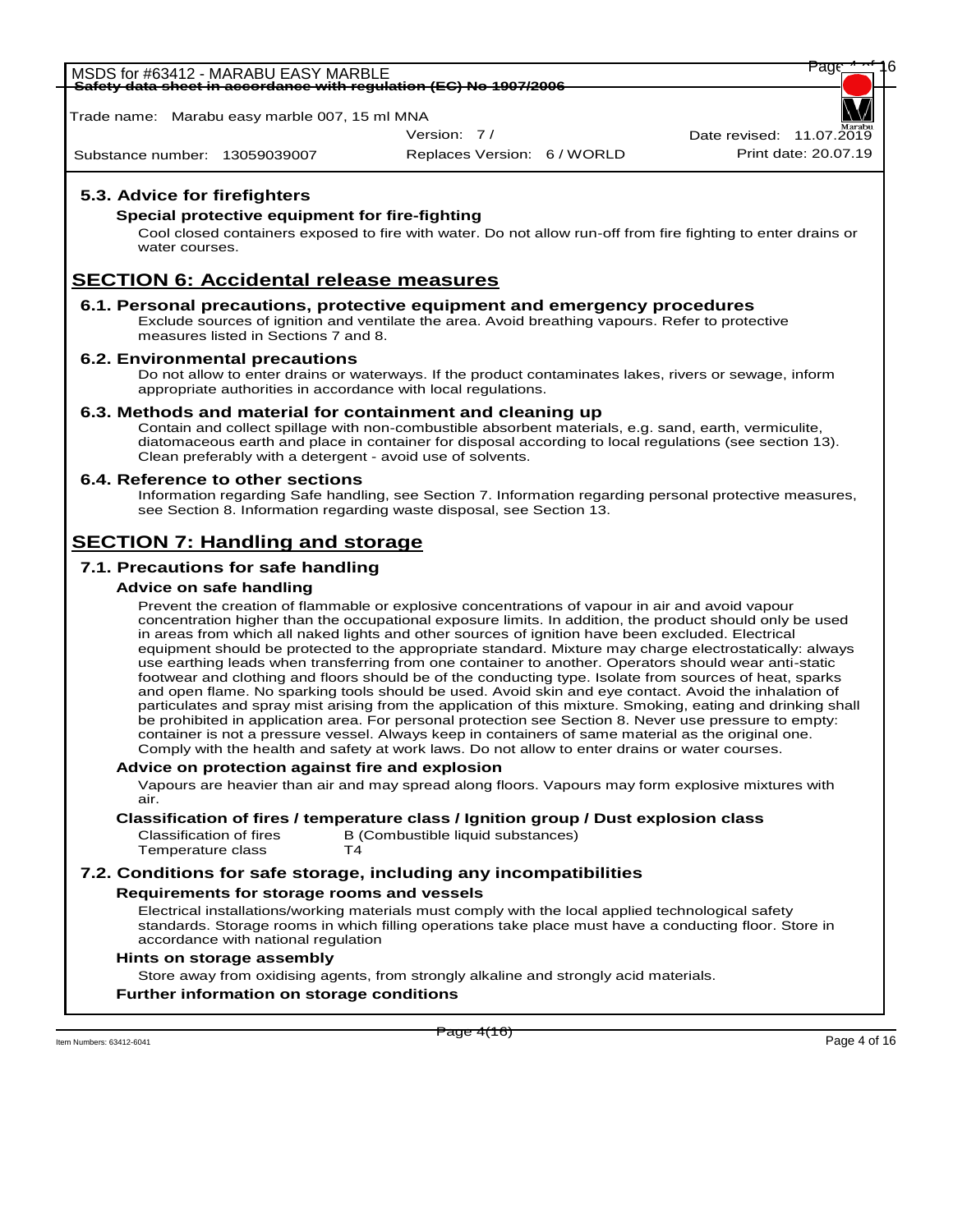### 5.3. Advice for firefighters

**Special protective equipment for fire-fighting**

Cool closed containers exposed to fire with water. Do not allow run-off from fire fighting to enter drains or water courses.

## SECTION 6: Accidental release measures

### 6.1. Personal precautions, protective equipment and emergency procedures

Exclude sources of ignition and ventilate the area. Avoid breathing vapours. Refer to protective measures listed in Sections 7 and 8.

### 6.2. Environmental precautions

Do not allow to enter drains or waterways. If the product contaminates lakes, rivers or sewage, inform appropriate authorities in accordance with local regulations.

### 6.3. Methods and material for containment and cleaning up

Contain and collect spillage with non-combustible absorbent materials, e.g. sand, earth, vermiculite, diatomaceous earth and place in container for disposal according to local regulations (see section 13). Clean preferably with a detergent - avoid use of solvents.

### 6.4. Reference to other sections

Information regarding Safe handling, see Section 7. Information regarding personal protective measures, see Section 8. Information regarding waste disposal, see Section 13.

## SECTION 7: Handling and storage

### 7.1. Precautions for safe handling

**Advice on safe handling**

Prevent the creation of flammable or explosive concentrations of vapour in air and avoid vapour concentration higher than the occupational exposure limits. In addition, the product should only be used in areas from which all naked lights and other sources of ignition have been excluded. Electrical equipment should be protected to the appropriate standard. Mixture may charge electrostatically: always use earthing leads when transferring from one container to another. Operators should wear anti-static footwear and clothing and floors should be of the conducting type. Isolate from sources of heat, sparks and open flame. No sparking tools should be used. Avoid skin and eye contact. Avoid the inhalation of particulates and spray mist arising from the application of this mixture. Smoking, eating and drinking shall be prohibited in application area. For personal protection see Section 8. Never use pressure to empty: container is not a pressure vessel. Always keep in containers of same material as the original one. Comply with the health and safety at work laws. Do not allow to enter drains or water courses.

**Advice on protection against fire and explosion**

Vapours are heavier than air and may spread along floors. Vapours may form explosive mixtures with air.

**Classification of fires / temperature class / Ignition group / Dust explosion class**

| | |
|---|---|
| Classification of fires | B (Combustible liquid substances) |
| Temperature class | T4 |

### 7.2. Conditions for safe storage, including any incompatibilities

**Requirements for storage rooms and vessels**

Electrical installations/working materials must comply with the local applied technological safety standards. Storage rooms in which filling operations take place must have a conducting floor. Store in accordance with national regulation

**Hints on storage assembly**

Store away from oxidising agents, from strongly alkaline and strongly acid materials.

**Further information on storage conditions**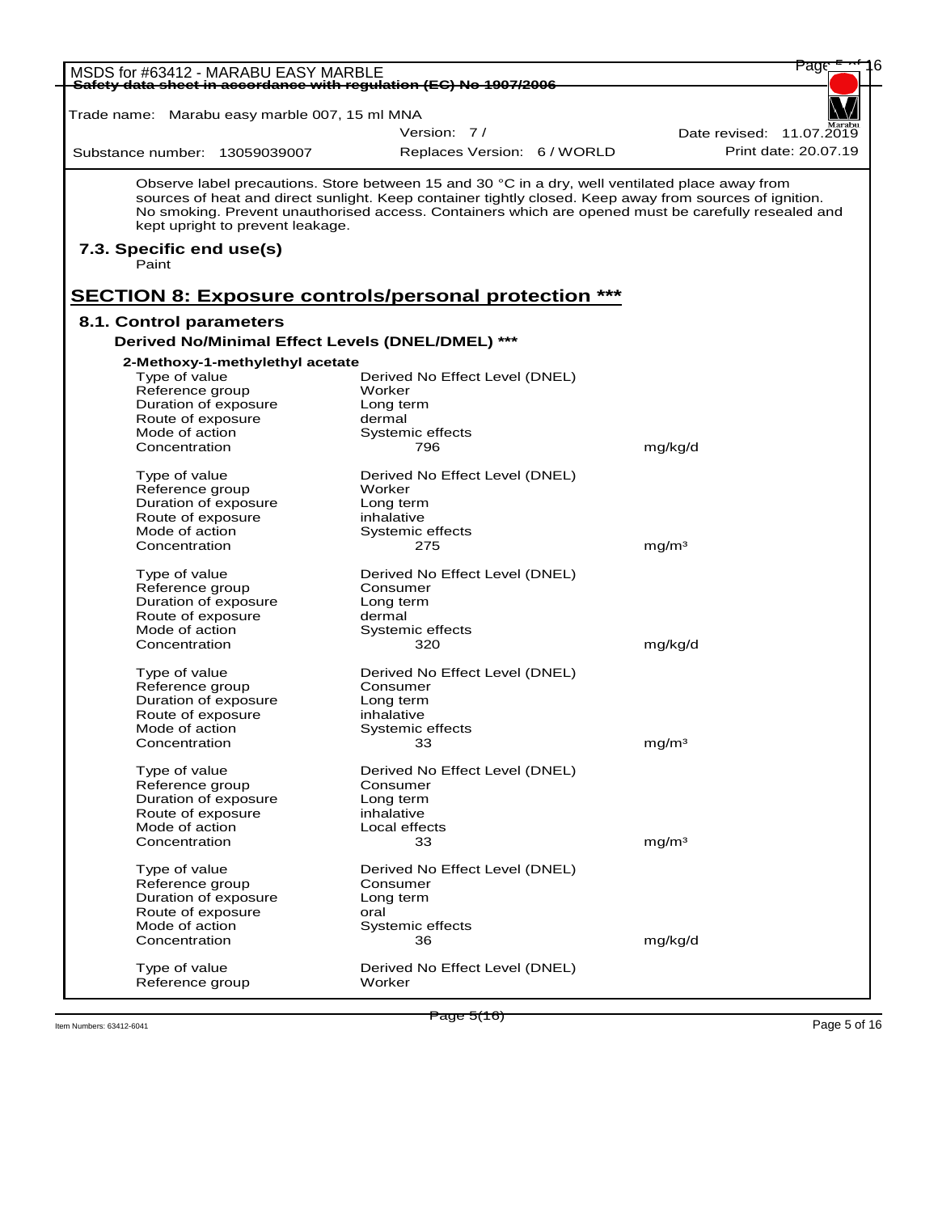Observe label precautions. Store between 15 and 30 °C in a dry, well ventilated place away from sources of heat and direct sunlight. Keep container tightly closed. Keep away from sources of ignition. No smoking. Prevent unauthorised access. Containers which are opened must be carefully resealed and kept upright to prevent leakage.

### 7.3. Specific end use(s)

Paint

## SECTION 8: Exposure controls/personal protection ***

### 8.1. Control parameters

**Derived No/Minimal Effect Levels (DNEL/DMEL) *****

**2-Methoxy-1-methylethyl acetate**

| | | |
|---|---|---|
| Type of value | Derived No Effect Level (DNEL) | |
| Reference group | Worker | |
| Duration of exposure | Long term | |
| Route of exposure | dermal | |
| Mode of action | Systemic effects | |
| Concentration | 796 | mg/kg/d |

| | | |
|---|---|---|
| Type of value | Derived No Effect Level (DNEL) | |
| Reference group | Worker | |
| Duration of exposure | Long term | |
| Route of exposure | inhalative | |
| Mode of action | Systemic effects | |
| Concentration | 275 | mg/m³ |

| | | |
|---|---|---|
| Type of value | Derived No Effect Level (DNEL) | |
| Reference group | Consumer | |
| Duration of exposure | Long term | |
| Route of exposure | dermal | |
| Mode of action | Systemic effects | |
| Concentration | 320 | mg/kg/d |

| | | |
|---|---|---|
| Type of value | Derived No Effect Level (DNEL) | |
| Reference group | Consumer | |
| Duration of exposure | Long term | |
| Route of exposure | inhalative | |
| Mode of action | Systemic effects | |
| Concentration | 33 | mg/m³ |

| | | |
|---|---|---|
| Type of value | Derived No Effect Level (DNEL) | |
| Reference group | Consumer | |
| Duration of exposure | Long term | |
| Route of exposure | inhalative | |
| Mode of action | Local effects | |
| Concentration | 33 | mg/m³ |

| | | |
|---|---|---|
| Type of value | Derived No Effect Level (DNEL) | |
| Reference group | Consumer | |
| Duration of exposure | Long term | |
| Route of exposure | oral | |
| Mode of action | Systemic effects | |
| Concentration | 36 | mg/kg/d |

| | | |
|---|---|---|
| Type of value | Derived No Effect Level (DNEL) | |
| Reference group | Worker | |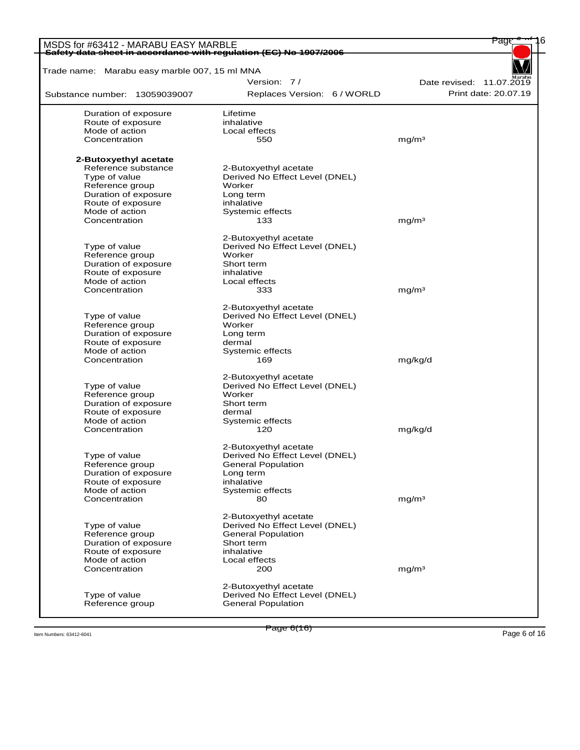| | | |
|---|---|---|
| Duration of exposure | Lifetime | |
| Route of exposure | inhalative | |
| Mode of action | Local effects | |
| Concentration | 550 | mg/m³ |

**2-Butoxyethyl acetate**

| | | |
|---|---|---|
| Reference substance | 2-Butoxyethyl acetate | |
| Type of value | Derived No Effect Level (DNEL) | |
| Reference group | Worker | |
| Duration of exposure | Long term | |
| Route of exposure | inhalative | |
| Mode of action | Systemic effects | |
| Concentration | 133 | mg/m³ |

| | | |
|---|---|---|
| | 2-Butoxyethyl acetate | |
| Type of value | Derived No Effect Level (DNEL) | |
| Reference group | Worker | |
| Duration of exposure | Short term | |
| Route of exposure | inhalative | |
| Mode of action | Local effects | |
| Concentration | 333 | mg/m³ |

| | | |
|---|---|---|
| | 2-Butoxyethyl acetate | |
| Type of value | Derived No Effect Level (DNEL) | |
| Reference group | Worker | |
| Duration of exposure | Long term | |
| Route of exposure | dermal | |
| Mode of action | Systemic effects | |
| Concentration | 169 | mg/kg/d |

| | | |
|---|---|---|
| | 2-Butoxyethyl acetate | |
| Type of value | Derived No Effect Level (DNEL) | |
| Reference group | Worker | |
| Duration of exposure | Short term | |
| Route of exposure | dermal | |
| Mode of action | Systemic effects | |
| Concentration | 120 | mg/kg/d |

| | | |
|---|---|---|
| | 2-Butoxyethyl acetate | |
| Type of value | Derived No Effect Level (DNEL) | |
| Reference group | General Population | |
| Duration of exposure | Long term | |
| Route of exposure | inhalative | |
| Mode of action | Systemic effects | |
| Concentration | 80 | mg/m³ |

| | | |
|---|---|---|
| | 2-Butoxyethyl acetate | |
| Type of value | Derived No Effect Level (DNEL) | |
| Reference group | General Population | |
| Duration of exposure | Short term | |
| Route of exposure | inhalative | |
| Mode of action | Local effects | |
| Concentration | 200 | mg/m³ |

| | |
|---|---|
| | 2-Butoxyethyl acetate |
| Type of value | Derived No Effect Level (DNEL) |
| Reference group | General Population |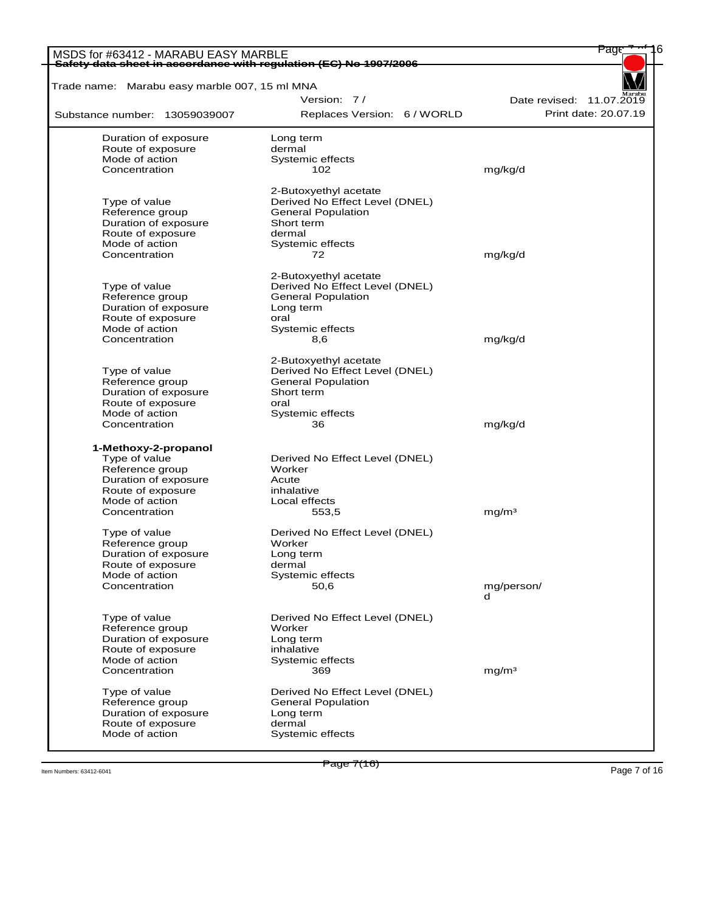| | | |
|---|---|---|
| Duration of exposure | Long term | |
| Route of exposure | dermal | |
| Mode of action | Systemic effects | |
| Concentration | 102 | mg/kg/d |

| | | |
|---|---|---|
| | 2-Butoxyethyl acetate | |
| Type of value | Derived No Effect Level (DNEL) | |
| Reference group | General Population | |
| Duration of exposure | Short term | |
| Route of exposure | dermal | |
| Mode of action | Systemic effects | |
| Concentration | 72 | mg/kg/d |

| | | |
|---|---|---|
| | 2-Butoxyethyl acetate | |
| Type of value | Derived No Effect Level (DNEL) | |
| Reference group | General Population | |
| Duration of exposure | Long term | |
| Route of exposure | oral | |
| Mode of action | Systemic effects | |
| Concentration | 8,6 | mg/kg/d |

| | | |
|---|---|---|
| | 2-Butoxyethyl acetate | |
| Type of value | Derived No Effect Level (DNEL) | |
| Reference group | General Population | |
| Duration of exposure | Short term | |
| Route of exposure | oral | |
| Mode of action | Systemic effects | |
| Concentration | 36 | mg/kg/d |

**1-Methoxy-2-propanol**

| | | |
|---|---|---|
| Type of value | Derived No Effect Level (DNEL) | |
| Reference group | Worker | |
| Duration of exposure | Acute | |
| Route of exposure | inhalative | |
| Mode of action | Local effects | |
| Concentration | 553,5 | mg/m³ |

| | | |
|---|---|---|
| Type of value | Derived No Effect Level (DNEL) | |
| Reference group | Worker | |
| Duration of exposure | Long term | |
| Route of exposure | dermal | |
| Mode of action | Systemic effects | |
| Concentration | 50,6 | mg/person/d |

| | | |
|---|---|---|
| Type of value | Derived No Effect Level (DNEL) | |
| Reference group | Worker | |
| Duration of exposure | Long term | |
| Route of exposure | inhalative | |
| Mode of action | Systemic effects | |
| Concentration | 369 | mg/m³ |

| | | |
|---|---|---|
| Type of value | Derived No Effect Level (DNEL) | |
| Reference group | General Population | |
| Duration of exposure | Long term | |
| Route of exposure | dermal | |
| Mode of action | Systemic effects | |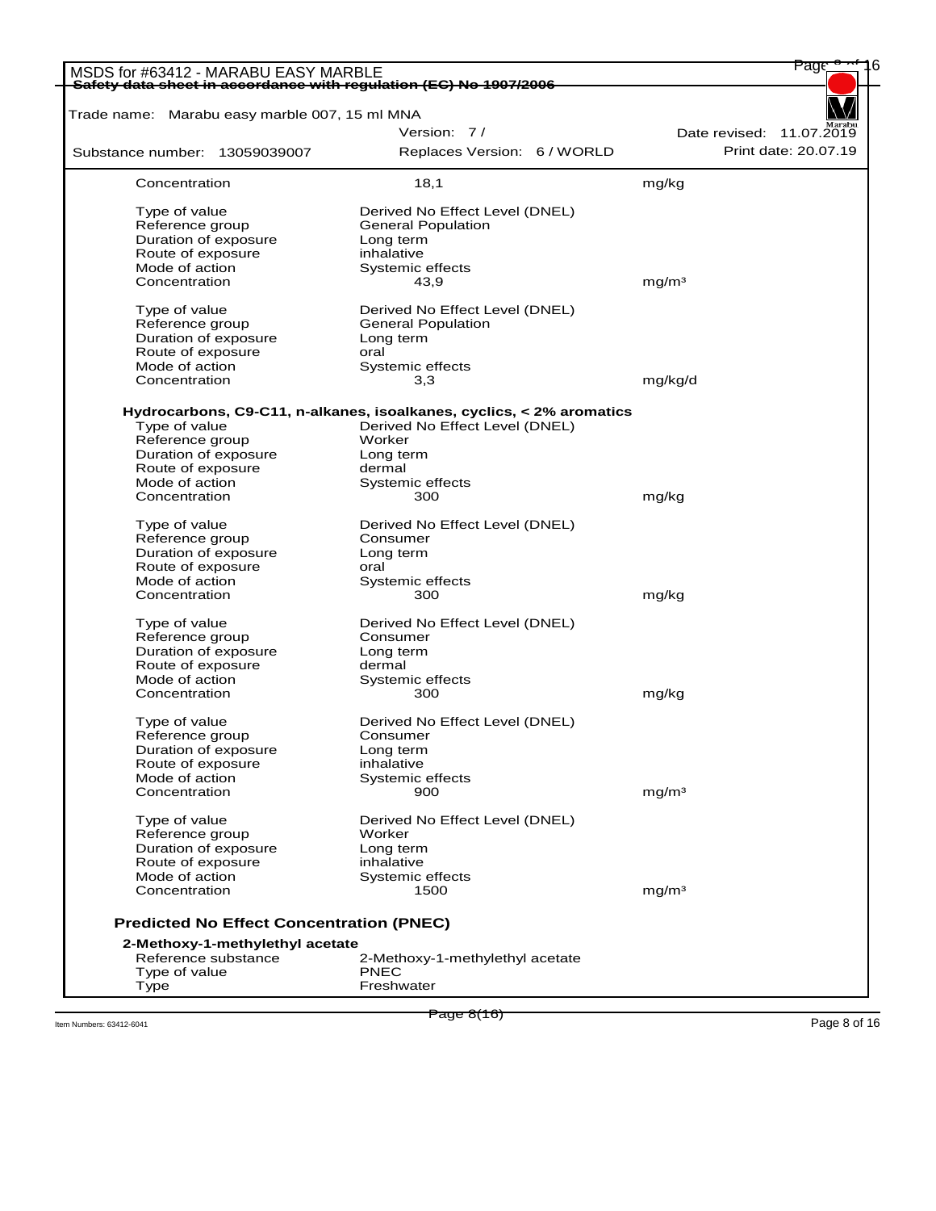| | | |
|---|---|---|
| Concentration | 18,1 | mg/kg |

| | | |
|---|---|---|
| Type of value | Derived No Effect Level (DNEL) | |
| Reference group | General Population | |
| Duration of exposure | Long term | |
| Route of exposure | inhalative | |
| Mode of action | Systemic effects | |
| Concentration | 43,9 | mg/m³ |

| | | |
|---|---|---|
| Type of value | Derived No Effect Level (DNEL) | |
| Reference group | General Population | |
| Duration of exposure | Long term | |
| Route of exposure | oral | |
| Mode of action | Systemic effects | |
| Concentration | 3,3 | mg/kg/d |

**Hydrocarbons, C9-C11, n-alkanes, isoalkanes, cyclics, < 2% aromatics**

| | | |
|---|---|---|
| Type of value | Derived No Effect Level (DNEL) | |
| Reference group | Worker | |
| Duration of exposure | Long term | |
| Route of exposure | dermal | |
| Mode of action | Systemic effects | |
| Concentration | 300 | mg/kg |

| | | |
|---|---|---|
| Type of value | Derived No Effect Level (DNEL) | |
| Reference group | Consumer | |
| Duration of exposure | Long term | |
| Route of exposure | oral | |
| Mode of action | Systemic effects | |
| Concentration | 300 | mg/kg |

| | | |
|---|---|---|
| Type of value | Derived No Effect Level (DNEL) | |
| Reference group | Consumer | |
| Duration of exposure | Long term | |
| Route of exposure | dermal | |
| Mode of action | Systemic effects | |
| Concentration | 300 | mg/kg |

| | | |
|---|---|---|
| Type of value | Derived No Effect Level (DNEL) | |
| Reference group | Consumer | |
| Duration of exposure | Long term | |
| Route of exposure | inhalative | |
| Mode of action | Systemic effects | |
| Concentration | 900 | mg/m³ |

| | | |
|---|---|---|
| Type of value | Derived No Effect Level (DNEL) | |
| Reference group | Worker | |
| Duration of exposure | Long term | |
| Route of exposure | inhalative | |
| Mode of action | Systemic effects | |
| Concentration | 1500 | mg/m³ |

### Predicted No Effect Concentration (PNEC)

**2-Methoxy-1-methylethyl acetate**

| | |
|---|---|
| Reference substance | 2-Methoxy-1-methylethyl acetate |
| Type of value | PNEC |
| Type | Freshwater |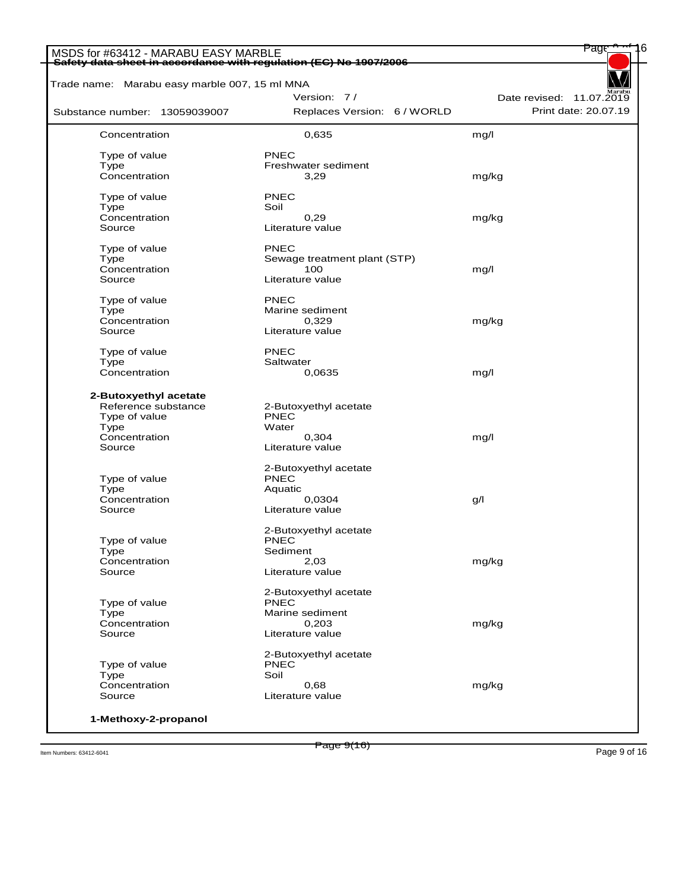| | | |
|---|---|---|
| Concentration | 0,635 | mg/l |
| | | |
| Type of value | PNEC | |
| Type | Freshwater sediment | |
| Concentration | 3,29 | mg/kg |
| | | |
| Type of value | PNEC | |
| Type | Soil | |
| Concentration | 0,29 | mg/kg |
| Source | Literature value | |
| | | |
| Type of value | PNEC | |
| Type | Sewage treatment plant (STP) | |
| Concentration | 100 | mg/l |
| Source | Literature value | |
| | | |
| Type of value | PNEC | |
| Type | Marine sediment | |
| Concentration | 0,329 | mg/kg |
| Source | Literature value | |
| | | |
| Type of value | PNEC | |
| Type | Saltwater | |
| Concentration | 0,0635 | mg/l |

**2-Butoxyethyl acetate**

| | | |
|---|---|---|
| Reference substance | 2-Butoxyethyl acetate | |
| Type of value | PNEC | |
| Type | Water | |
| Concentration | 0,304 | mg/l |
| Source | Literature value | |
| | | |
| | 2-Butoxyethyl acetate | |
| Type of value | PNEC | |
| Type | Aquatic | |
| Concentration | 0,0304 | g/l |
| Source | Literature value | |
| | | |
| | 2-Butoxyethyl acetate | |
| Type of value | PNEC | |
| Type | Sediment | |
| Concentration | 2,03 | mg/kg |
| Source | Literature value | |
| | | |
| | 2-Butoxyethyl acetate | |
| Type of value | PNEC | |
| Type | Marine sediment | |
| Concentration | 0,203 | mg/kg |
| Source | Literature value | |
| | | |
| | 2-Butoxyethyl acetate | |
| Type of value | PNEC | |
| Type | Soil | |
| Concentration | 0,68 | mg/kg |
| Source | Literature value | |

**1-Methoxy-2-propanol**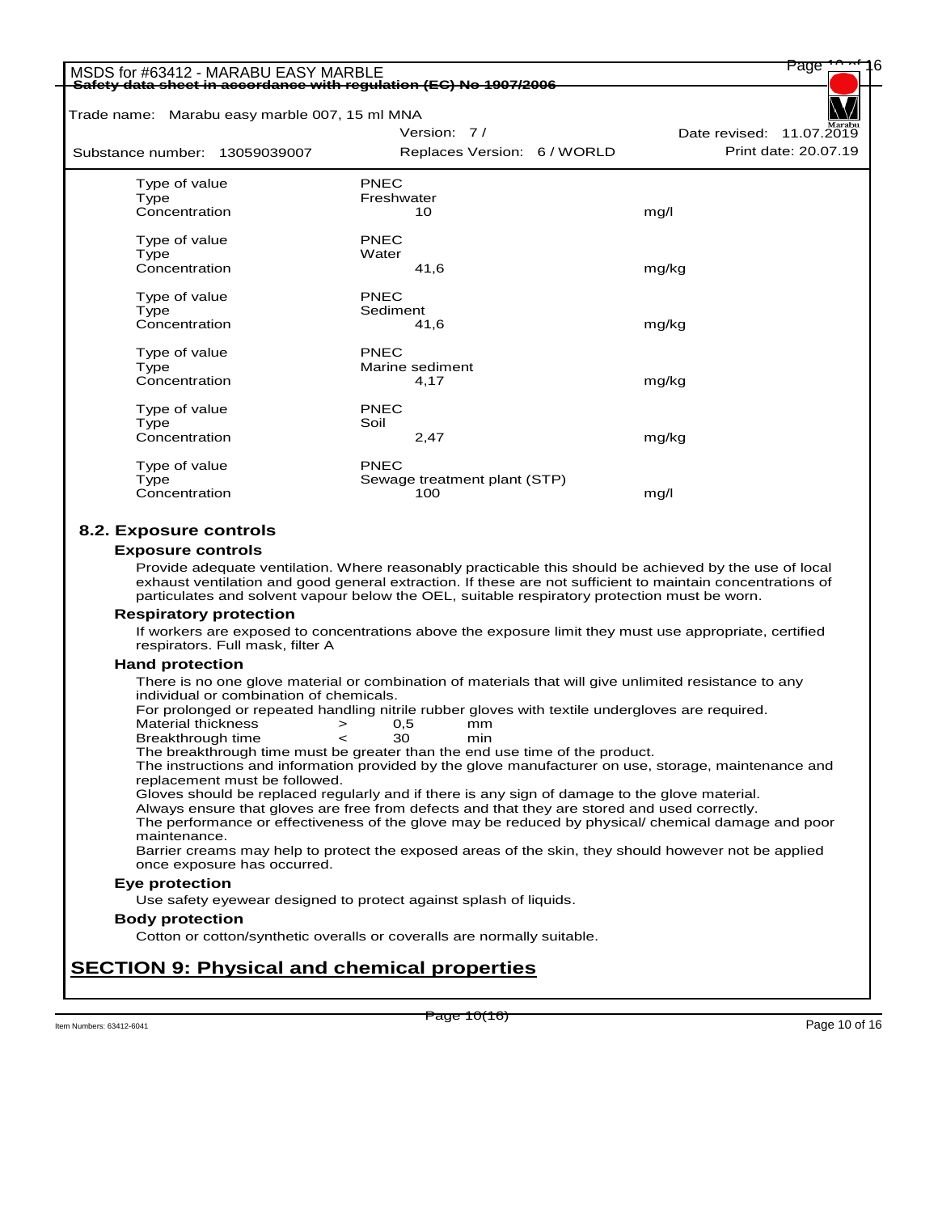| | | |
|---|---|---|
| Type of value | PNEC | |
| Type | Freshwater | |
| Concentration | 10 | mg/l |
| | | |
| Type of value | PNEC | |
| Type | Water | |
| Concentration | 41,6 | mg/kg |
| | | |
| Type of value | PNEC | |
| Type | Sediment | |
| Concentration | 41,6 | mg/kg |
| | | |
| Type of value | PNEC | |
| Type | Marine sediment | |
| Concentration | 4,17 | mg/kg |
| | | |
| Type of value | PNEC | |
| Type | Soil | |
| Concentration | 2,47 | mg/kg |
| | | |
| Type of value | PNEC | |
| Type | Sewage treatment plant (STP) | |
| Concentration | 100 | mg/l |

## 8.2. Exposure controls

### Exposure controls

Provide adequate ventilation. Where reasonably practicable this should be achieved by the use of local exhaust ventilation and good general extraction. If these are not sufficient to maintain concentrations of particulates and solvent vapour below the OEL, suitable respiratory protection must be worn.

### Respiratory protection

If workers are exposed to concentrations above the exposure limit they must use appropriate, certified respirators. Full mask, filter A

### Hand protection

There is no one glove material or combination of materials that will give unlimited resistance to any individual or combination of chemicals.
For prolonged or repeated handling nitrile rubber gloves with textile undergloves are required.

| | | | |
|---|---|---|---|
| Material thickness | > | 0,5 | mm |
| Breakthrough time | < | 30 | min |

The breakthrough time must be greater than the end use time of the product.
The instructions and information provided by the glove manufacturer on use, storage, maintenance and replacement must be followed.
Gloves should be replaced regularly and if there is any sign of damage to the glove material.
Always ensure that gloves are free from defects and that they are stored and used correctly.
The performance or effectiveness of the glove may be reduced by physical/ chemical damage and poor maintenance.
Barrier creams may help to protect the exposed areas of the skin, they should however not be applied once exposure has occurred.

### Eye protection

Use safety eyewear designed to protect against splash of liquids.

### Body protection

Cotton or cotton/synthetic overalls or coveralls are normally suitable.

# SECTION 9: Physical and chemical properties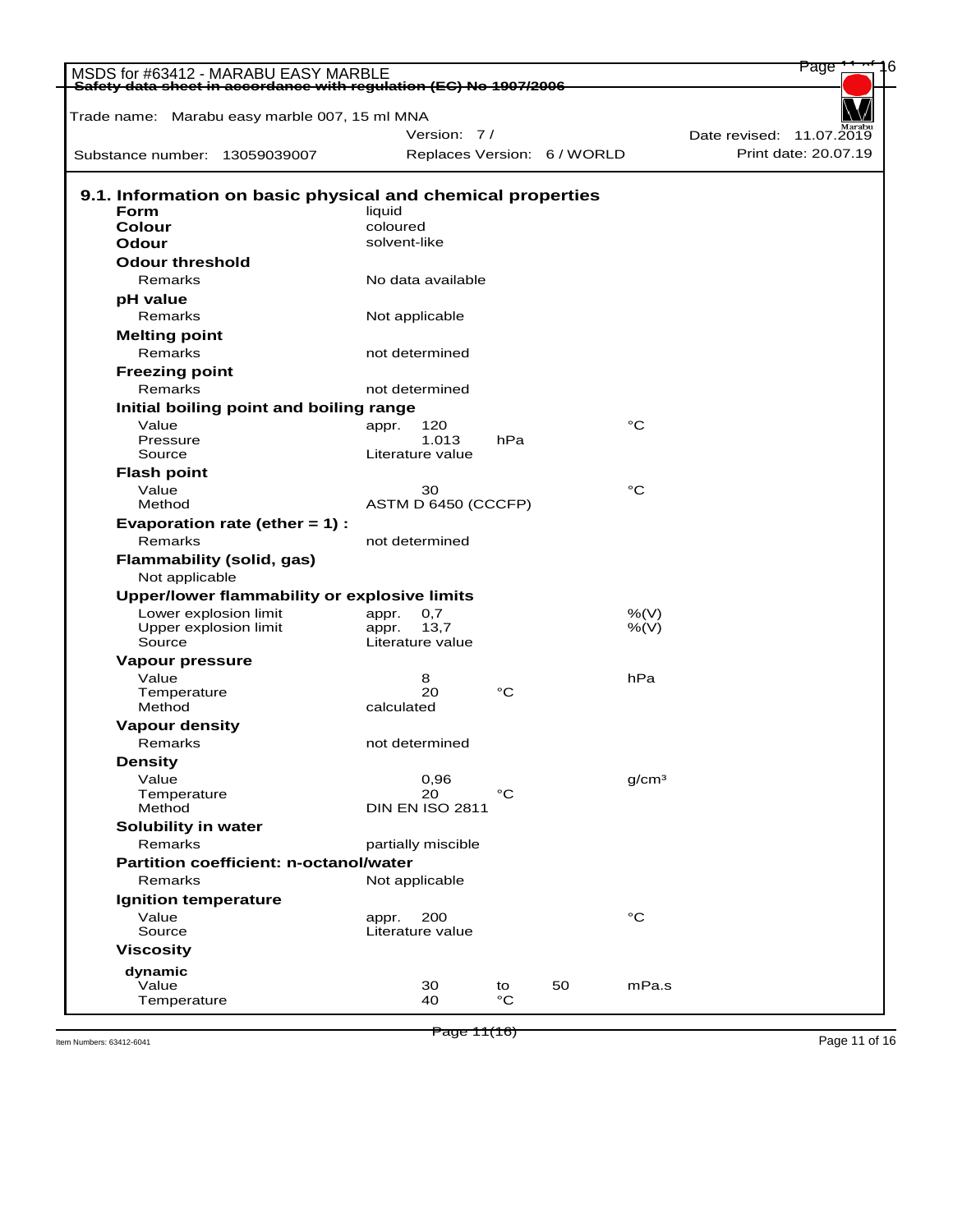### 9.1. Information on basic physical and chemical properties

| | | | | | |
|---|---|---|---|---|---|
| **Form** | liquid | | | | |
| **Colour** | coloured | | | | |
| **Odour** | solvent-like | | | | |
| **Odour threshold** | | | | | |
| Remarks | No data available | | | | |
| **pH value** | | | | | |
| Remarks | Not applicable | | | | |
| **Melting point** | | | | | |
| Remarks | not determined | | | | |
| **Freezing point** | | | | | |
| Remarks | not determined | | | | |
| **Initial boiling point and boiling range** | | | | | |
| Value | appr. 120 | | | | °C |
| Pressure | 1.013 | hPa | | | |
| Source | Literature value | | | | |
| **Flash point** | | | | | |
| Value | 30 | | | | °C |
| Method | ASTM D 6450 (CCCFP) | | | | |
| **Evaporation rate (ether = 1) :** | | | | | |
| Remarks | not determined | | | | |
| **Flammability (solid, gas)** | | | | | |
| Not applicable | | | | | |
| **Upper/lower flammability or explosive limits** | | | | | |
| Lower explosion limit | appr. 0,7 | | | | %(V) |
| Upper explosion limit | appr. 13,7 | | | | %(V) |
| Source | Literature value | | | | |
| **Vapour pressure** | | | | | |
| Value | 8 | | | | hPa |
| Temperature | 20 | °C | | | |
| Method | calculated | | | | |
| **Vapour density** | | | | | |
| Remarks | not determined | | | | |
| **Density** | | | | | |
| Value | 0,96 | | | | g/cm³ |
| Temperature | 20 | °C | | | |
| Method | DIN EN ISO 2811 | | | | |
| **Solubility in water** | | | | | |
| Remarks | partially miscible | | | | |
| **Partition coefficient: n-octanol/water** | | | | | |
| Remarks | Not applicable | | | | |
| **Ignition temperature** | | | | | |
| Value | appr. 200 | | | | °C |
| Source | Literature value | | | | |
| **Viscosity** | | | | | |
| **dynamic** | | | | | |
| Value | 30 | to | 50 | | mPa.s |
| Temperature | 40 | °C | | | |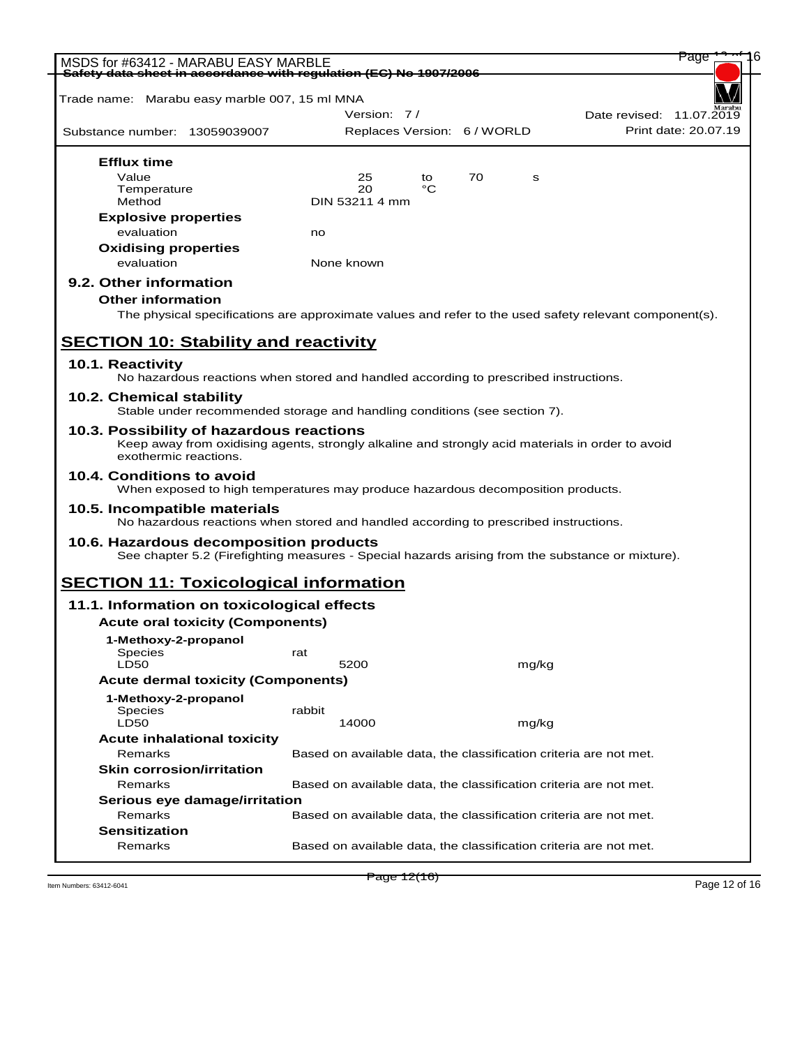**Efflux time**

| | | | | |
|---|---|---|---|---|
| Value | 25 | to | 70 | s |
| Temperature | 20 | °C | | |
| Method | DIN 53211 4 mm | | | |

**Explosive properties**

| | |
|---|---|
| evaluation | no |

**Oxidising properties**

| | |
|---|---|
| evaluation | None known |

### 9.2. Other information

**Other information**

The physical specifications are approximate values and refer to the used safety relevant component(s).

## SECTION 10: Stability and reactivity

### 10.1. Reactivity

No hazardous reactions when stored and handled according to prescribed instructions.

### 10.2. Chemical stability

Stable under recommended storage and handling conditions (see section 7).

### 10.3. Possibility of hazardous reactions

Keep away from oxidising agents, strongly alkaline and strongly acid materials in order to avoid exothermic reactions.

### 10.4. Conditions to avoid

When exposed to high temperatures may produce hazardous decomposition products.

### 10.5. Incompatible materials

No hazardous reactions when stored and handled according to prescribed instructions.

### 10.6. Hazardous decomposition products

See chapter 5.2 (Firefighting measures - Special hazards arising from the substance or mixture).

## SECTION 11: Toxicological information

### 11.1. Information on toxicological effects

**Acute oral toxicity (Components)**

**1-Methoxy-2-propanol**

| | | |
|---|---|---|
| Species | rat | |
| LD50 | 5200 | mg/kg |

**Acute dermal toxicity (Components)**

**1-Methoxy-2-propanol**

| | | |
|---|---|---|
| Species | rabbit | |
| LD50 | 14000 | mg/kg |

**Acute inhalational toxicity**

| | |
|---|---|
| Remarks | Based on available data, the classification criteria are not met. |

**Skin corrosion/irritation**

| | |
|---|---|
| Remarks | Based on available data, the classification criteria are not met. |

**Serious eye damage/irritation**

| | |
|---|---|
| Remarks | Based on available data, the classification criteria are not met. |

**Sensitization**

| | |
|---|---|
| Remarks | Based on available data, the classification criteria are not met. |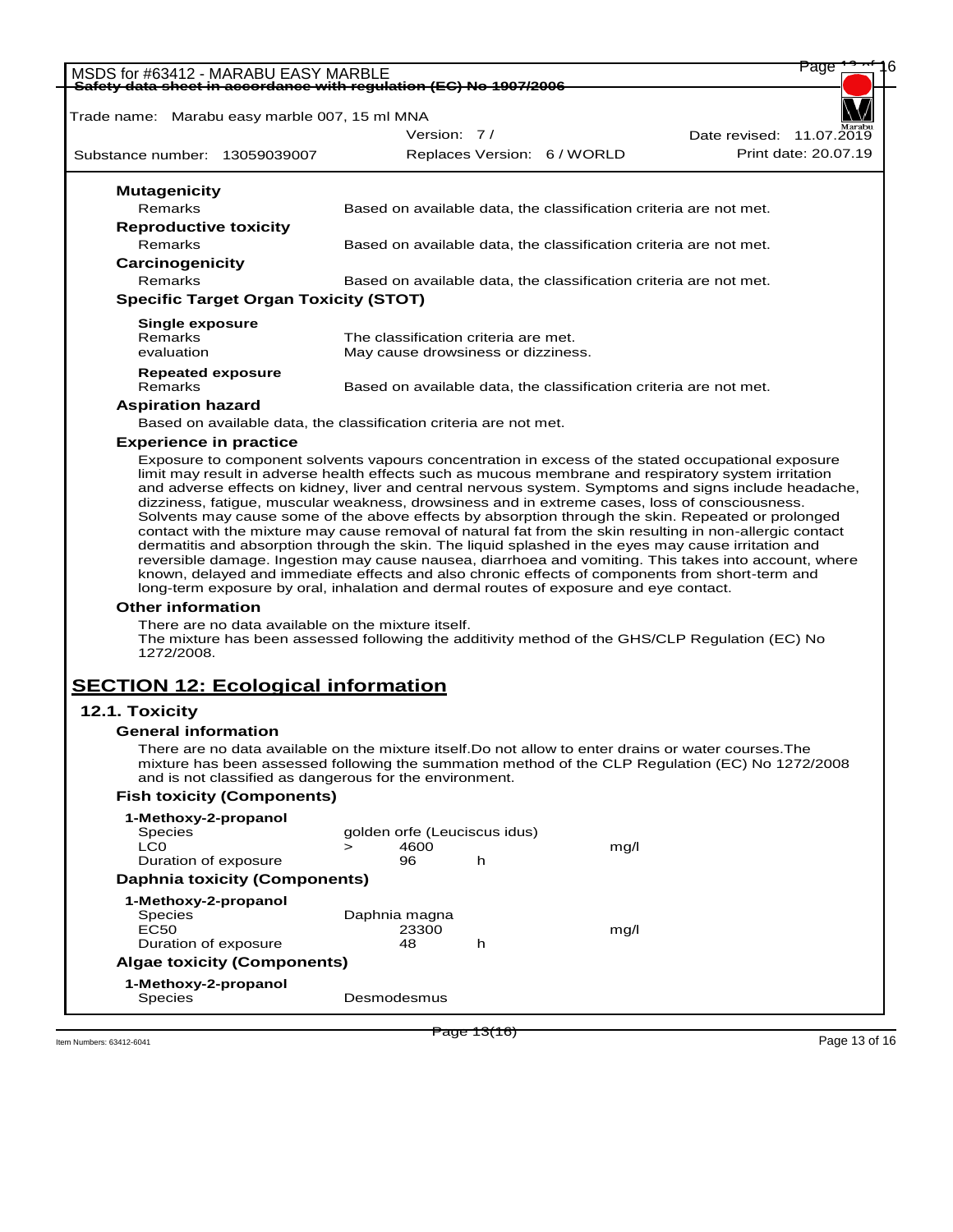#### Mutagenicity

| | |
|---|---|
| Remarks | Based on available data, the classification criteria are not met. |

#### Reproductive toxicity

| | |
|---|---|
| Remarks | Based on available data, the classification criteria are not met. |

#### Carcinogenicity

| | |
|---|---|
| Remarks | Based on available data, the classification criteria are not met. |

#### Specific Target Organ Toxicity (STOT)

**Single exposure**

| | |
|---|---|
| Remarks | The classification criteria are met. |
| evaluation | May cause drowsiness or dizziness. |

**Repeated exposure**

| | |
|---|---|
| Remarks | Based on available data, the classification criteria are not met. |

#### Aspiration hazard

Based on available data, the classification criteria are not met.

#### Experience in practice

Exposure to component solvents vapours concentration in excess of the stated occupational exposure limit may result in adverse health effects such as mucous membrane and respiratory system irritation and adverse effects on kidney, liver and central nervous system. Symptoms and signs include headache, dizziness, fatigue, muscular weakness, drowsiness and in extreme cases, loss of consciousness. Solvents may cause some of the above effects by absorption through the skin. Repeated or prolonged contact with the mixture may cause removal of natural fat from the skin resulting in non-allergic contact dermatitis and absorption through the skin. The liquid splashed in the eyes may cause irritation and reversible damage. Ingestion may cause nausea, diarrhoea and vomiting. This takes into account, where known, delayed and immediate effects and also chronic effects of components from short-term and long-term exposure by oral, inhalation and dermal routes of exposure and eye contact.

#### Other information

There are no data available on the mixture itself.
The mixture has been assessed following the additivity method of the GHS/CLP Regulation (EC) No 1272/2008.

## SECTION 12: Ecological information

### 12.1. Toxicity

#### General information

There are no data available on the mixture itself.Do not allow to enter drains or water courses.The mixture has been assessed following the summation method of the CLP Regulation (EC) No 1272/2008 and is not classified as dangerous for the environment.

#### Fish toxicity (Components)

**1-Methoxy-2-propanol**

| | | | | |
|---|---|---|---|---|
| Species | golden orfe (Leuciscus idus) | | | |
| LC0 | > | 4600 | | mg/l |
| Duration of exposure | | 96 | h | |

#### Daphnia toxicity (Components)

**1-Methoxy-2-propanol**

| | | | |
|---|---|---|---|
| Species | Daphnia magna | | |
| EC50 | 23300 | | mg/l |
| Duration of exposure | 48 | h | |

#### Algae toxicity (Components)

**1-Methoxy-2-propanol**

| | |
|---|---|
| Species | Desmodesmus |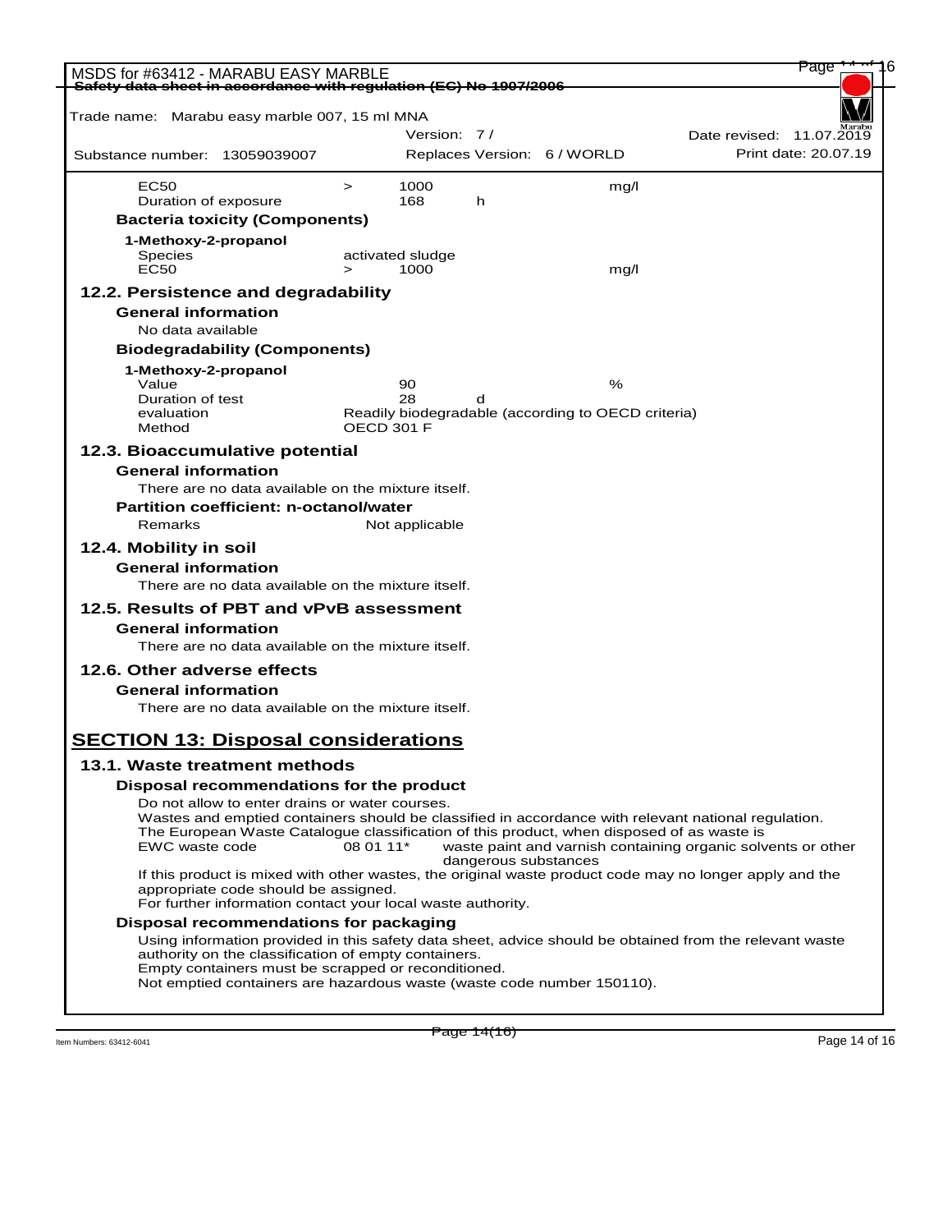| | | | | |
|---|---|---|---|---|
| EC50 | > | 1000 | | mg/l |
| Duration of exposure | | 168 | h | |

**Bacteria toxicity (Components)**

**1-Methoxy-2-propanol**

| | | | |
|---|---|---|---|
| Species | activated sludge | | |
| EC50 | > | 1000 | mg/l |

### 12.2. Persistence and degradability

**General information**

No data available

**Biodegradability (Components)**

**1-Methoxy-2-propanol**

| | | | |
|---|---|---|---|
| Value | 90 | | % |
| Duration of test | 28 | d | |
| evaluation | Readily biodegradable (according to OECD criteria) | | |
| Method | OECD 301 F | | |

### 12.3. Bioaccumulative potential

**General information**

There are no data available on the mixture itself.

**Partition coefficient: n-octanol/water**

Remarks Not applicable

### 12.4. Mobility in soil

**General information**

There are no data available on the mixture itself.

### 12.5. Results of PBT and vPvB assessment

**General information**

There are no data available on the mixture itself.

### 12.6. Other adverse effects

**General information**

There are no data available on the mixture itself.

## SECTION 13: Disposal considerations

### 13.1. Waste treatment methods

**Disposal recommendations for the product**

Do not allow to enter drains or water courses.
Wastes and emptied containers should be classified in accordance with relevant national regulation.
The European Waste Catalogue classification of this product, when disposed of as waste is

EWC waste code 08 01 11* waste paint and varnish containing organic solvents or other dangerous substances

If this product is mixed with other wastes, the original waste product code may no longer apply and the appropriate code should be assigned.
For further information contact your local waste authority.

**Disposal recommendations for packaging**

Using information provided in this safety data sheet, advice should be obtained from the relevant waste authority on the classification of empty containers.
Empty containers must be scrapped or reconditioned.
Not emptied containers are hazardous waste (waste code number 150110).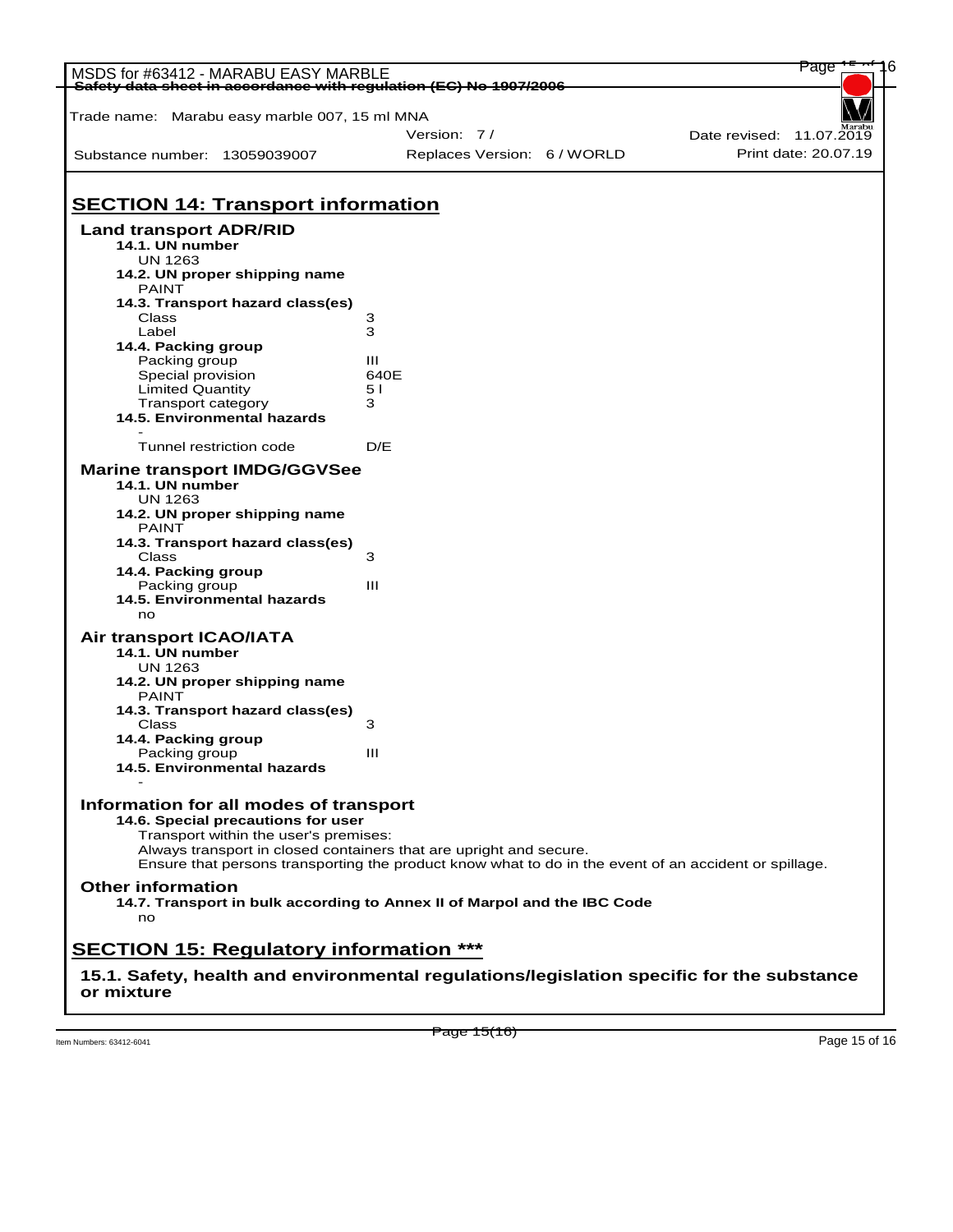## SECTION 14: Transport information

### Land transport ADR/RID

**14.1. UN number**

UN 1263

**14.2. UN proper shipping name**

PAINT

**14.3. Transport hazard class(es)**

| | |
|---|---|
| Class | 3 |
| Label | 3 |

**14.4. Packing group**

| | |
|---|---|
| Packing group | III |
| Special provision | 640E |
| Limited Quantity | 5 l |
| Transport category | 3 |

**14.5. Environmental hazards**

-

| | |
|---|---|
| Tunnel restriction code | D/E |

### Marine transport IMDG/GGVSee

**14.1. UN number**

UN 1263

**14.2. UN proper shipping name**

PAINT

**14.3. Transport hazard class(es)**

| | |
|---|---|
| Class | 3 |

**14.4. Packing group**

| | |
|---|---|
| Packing group | III |

**14.5. Environmental hazards**

no

### Air transport ICAO/IATA

**14.1. UN number**

UN 1263

**14.2. UN proper shipping name**

PAINT

**14.3. Transport hazard class(es)**

| | |
|---|---|
| Class | 3 |

**14.4. Packing group**

| | |
|---|---|
| Packing group | III |

**14.5. Environmental hazards**

-

### Information for all modes of transport

**14.6. Special precautions for user**

Transport within the user's premises:
Always transport in closed containers that are upright and secure.
Ensure that persons transporting the product know what to do in the event of an accident or spillage.

### Other information

**14.7. Transport in bulk according to Annex II of Marpol and the IBC Code**

no

## SECTION 15: Regulatory information ***

### 15.1. Safety, health and environmental regulations/legislation specific for the substance or mixture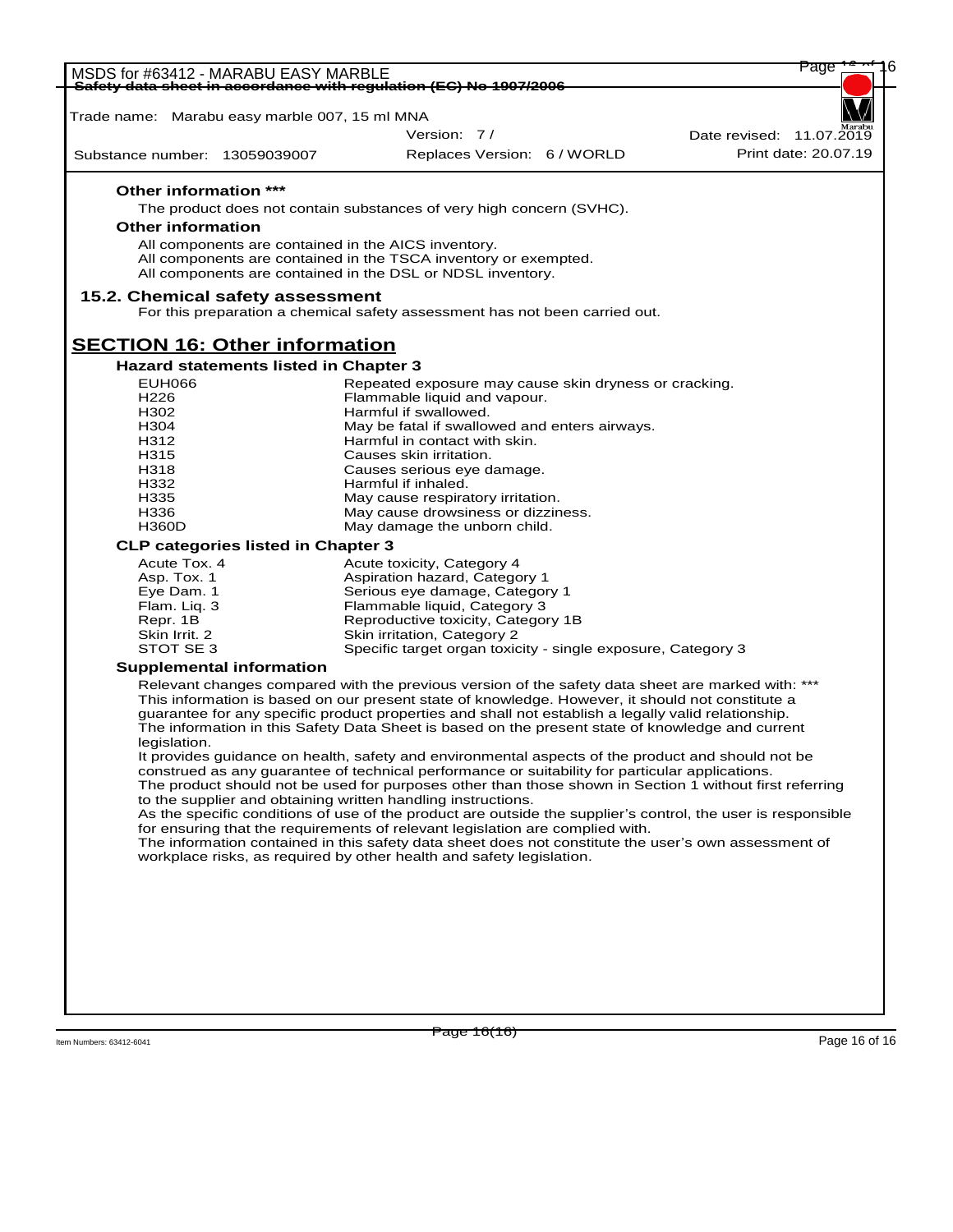**Other information \*\*\***

The product does not contain substances of very high concern (SVHC).

**Other information**

All components are contained in the AICS inventory.
All components are contained in the TSCA inventory or exempted.
All components are contained in the DSL or NDSL inventory.

### 15.2. Chemical safety assessment

For this preparation a chemical safety assessment has not been carried out.

## SECTION 16: Other information

**Hazard statements listed in Chapter 3**

| | |
|---|---|
| EUH066 | Repeated exposure may cause skin dryness or cracking. |
| H226 | Flammable liquid and vapour. |
| H302 | Harmful if swallowed. |
| H304 | May be fatal if swallowed and enters airways. |
| H312 | Harmful in contact with skin. |
| H315 | Causes skin irritation. |
| H318 | Causes serious eye damage. |
| H332 | Harmful if inhaled. |
| H335 | May cause respiratory irritation. |
| H336 | May cause drowsiness or dizziness. |
| H360D | May damage the unborn child. |

**CLP categories listed in Chapter 3**

| | |
|---|---|
| Acute Tox. 4 | Acute toxicity, Category 4 |
| Asp. Tox. 1 | Aspiration hazard, Category 1 |
| Eye Dam. 1 | Serious eye damage, Category 1 |
| Flam. Liq. 3 | Flammable liquid, Category 3 |
| Repr. 1B | Reproductive toxicity, Category 1B |
| Skin Irrit. 2 | Skin irritation, Category 2 |
| STOT SE 3 | Specific target organ toxicity - single exposure, Category 3 |

**Supplemental information**

Relevant changes compared with the previous version of the safety data sheet are marked with: \*\*\*
This information is based on our present state of knowledge. However, it should not constitute a guarantee for any specific product properties and shall not establish a legally valid relationship.
The information in this Safety Data Sheet is based on the present state of knowledge and current legislation.
It provides guidance on health, safety and environmental aspects of the product and should not be construed as any guarantee of technical performance or suitability for particular applications.
The product should not be used for purposes other than those shown in Section 1 without first referring to the supplier and obtaining written handling instructions.
As the specific conditions of use of the product are outside the supplier's control, the user is responsible for ensuring that the requirements of relevant legislation are complied with.
The information contained in this safety data sheet does not constitute the user's own assessment of workplace risks, as required by other health and safety legislation.